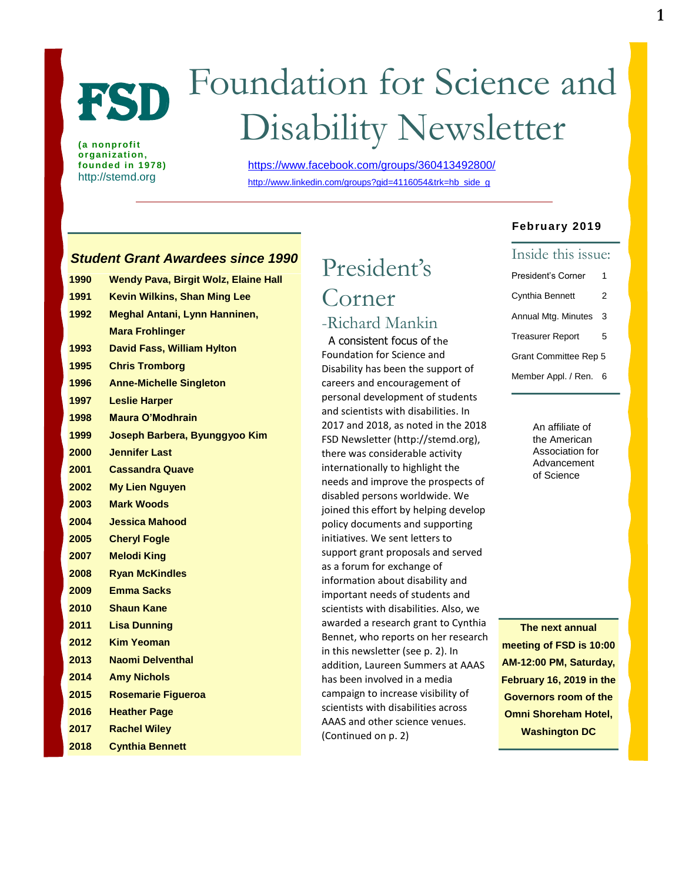# FSD Foundation for Science and Disability Newsletter

(a nonprofit organization, founded in 1978)
http://stemd.org

https://www.facebook.com/groups/360413492800/
http://www.linkedin.com/groups?gid=4116054&trk=hb_side_g

**February 2019**

## Inside this issue:

| | |
|---|---|
| President's Corner | 1 |
| Cynthia Bennett | 2 |
| Annual Mtg. Minutes | 3 |
| Treasurer Report | 5 |
| Grant Committee Rep | 5 |
| Member Appl. / Ren. | 6 |

An affiliate of the American Association for Advancement of Science

***Student Grant Awardees since 1990***

| Year | Awardees |
|---|---|
| **1990** | **Wendy Pava, Birgit Wolz, Elaine Hall** |
| **1991** | **Kevin Wilkins, Shan Ming Lee** |
| **1992** | **Meghal Antani, Lynn Hanninen, Mara Frohlinger** |
| **1993** | **David Fass, William Hylton** |
| **1995** | **Chris Tromborg** |
| **1996** | **Anne-Michelle Singleton** |
| **1997** | **Leslie Harper** |
| **1998** | **Maura O'Modhrain** |
| **1999** | **Joseph Barbera, Byunggyoo Kim** |
| **2000** | **Jennifer Last** |
| **2001** | **Cassandra Quave** |
| **2002** | **My Lien Nguyen** |
| **2003** | **Mark Woods** |
| **2004** | **Jessica Mahood** |
| **2005** | **Cheryl Fogle** |
| **2007** | **Melodi King** |
| **2008** | **Ryan McKindles** |
| **2009** | **Emma Sacks** |
| **2010** | **Shaun Kane** |
| **2011** | **Lisa Dunning** |
| **2012** | **Kim Yeoman** |
| **2013** | **Naomi Delventhal** |
| **2014** | **Amy Nichols** |
| **2015** | **Rosemarie Figueroa** |
| **2016** | **Heather Page** |
| **2017** | **Rachel Wiley** |
| **2018** | **Cynthia Bennett** |

## President's Corner

### -Richard Mankin

A consistent focus of the Foundation for Science and Disability has been the support of careers and encouragement of personal development of students and scientists with disabilities. In 2017 and 2018, as noted in the 2018 FSD Newsletter (http://stemd.org), there was considerable activity internationally to highlight the needs and improve the prospects of disabled persons worldwide. We joined this effort by helping develop policy documents and supporting initiatives. We sent letters to support grant proposals and served as a forum for exchange of information about disability and important needs of students and scientists with disabilities. Also, we awarded a research grant to Cynthia Bennet, who reports on her research in this newsletter (see p. 2). In addition, Laureen Summers at AAAS has been involved in a media campaign to increase visibility of scientists with disabilities across AAAS and other science venues. (Continued on p. 2)

**The next annual meeting of FSD is 10:00 AM-12:00 PM, Saturday, February 16, 2019 in the Governors room of the Omni Shoreham Hotel, Washington DC**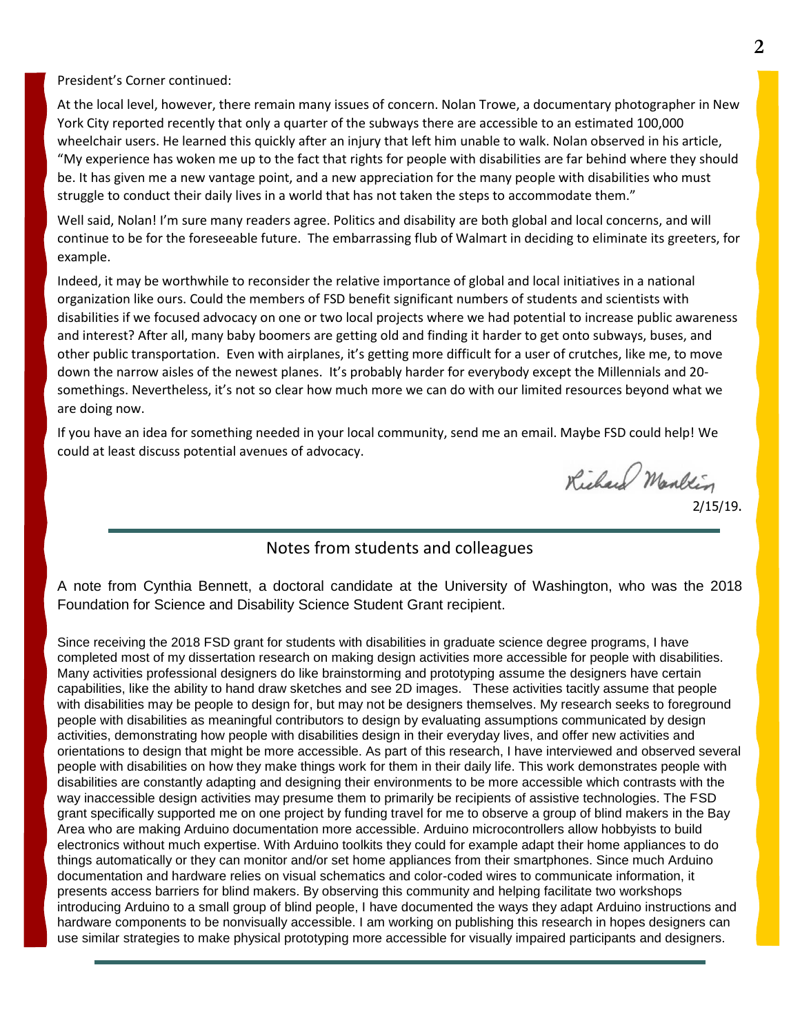President's Corner continued:

At the local level, however, there remain many issues of concern. Nolan Trowe, a documentary photographer in New York City reported recently that only a quarter of the subways there are accessible to an estimated 100,000 wheelchair users. He learned this quickly after an injury that left him unable to walk. Nolan observed in his article, "My experience has woken me up to the fact that rights for people with disabilities are far behind where they should be. It has given me a new vantage point, and a new appreciation for the many people with disabilities who must struggle to conduct their daily lives in a world that has not taken the steps to accommodate them."

Well said, Nolan! I'm sure many readers agree. Politics and disability are both global and local concerns, and will continue to be for the foreseeable future. The embarrassing flub of Walmart in deciding to eliminate its greeters, for example.

Indeed, it may be worthwhile to reconsider the relative importance of global and local initiatives in a national organization like ours. Could the members of FSD benefit significant numbers of students and scientists with disabilities if we focused advocacy on one or two local projects where we had potential to increase public awareness and interest? After all, many baby boomers are getting old and finding it harder to get onto subways, buses, and other public transportation. Even with airplanes, it's getting more difficult for a user of crutches, like me, to move down the narrow aisles of the newest planes. It's probably harder for everybody except the Millennials and 20-somethings. Nevertheless, it's not so clear how much more we can do with our limited resources beyond what we are doing now.

If you have an idea for something needed in your local community, send me an email. Maybe FSD could help! We could at least discuss potential avenues of advocacy.

Richard Mankin

2/15/19.

---

## Notes from students and colleagues

A note from Cynthia Bennett, a doctoral candidate at the University of Washington, who was the 2018 Foundation for Science and Disability Science Student Grant recipient.

Since receiving the 2018 FSD grant for students with disabilities in graduate science degree programs, I have completed most of my dissertation research on making design activities more accessible for people with disabilities. Many activities professional designers do like brainstorming and prototyping assume the designers have certain capabilities, like the ability to hand draw sketches and see 2D images. These activities tacitly assume that people with disabilities may be people to design for, but may not be designers themselves. My research seeks to foreground people with disabilities as meaningful contributors to design by evaluating assumptions communicated by design activities, demonstrating how people with disabilities design in their everyday lives, and offer new activities and orientations to design that might be more accessible. As part of this research, I have interviewed and observed several people with disabilities on how they make things work for them in their daily life. This work demonstrates people with disabilities are constantly adapting and designing their environments to be more accessible which contrasts with the way inaccessible design activities may presume them to primarily be recipients of assistive technologies. The FSD grant specifically supported me on one project by funding travel for me to observe a group of blind makers in the Bay Area who are making Arduino documentation more accessible. Arduino microcontrollers allow hobbyists to build electronics without much expertise. With Arduino toolkits they could for example adapt their home appliances to do things automatically or they can monitor and/or set home appliances from their smartphones. Since much Arduino documentation and hardware relies on visual schematics and color-coded wires to communicate information, it presents access barriers for blind makers. By observing this community and helping facilitate two workshops introducing Arduino to a small group of blind people, I have documented the ways they adapt Arduino instructions and hardware components to be nonvisually accessible. I am working on publishing this research in hopes designers can use similar strategies to make physical prototyping more accessible for visually impaired participants and designers.

---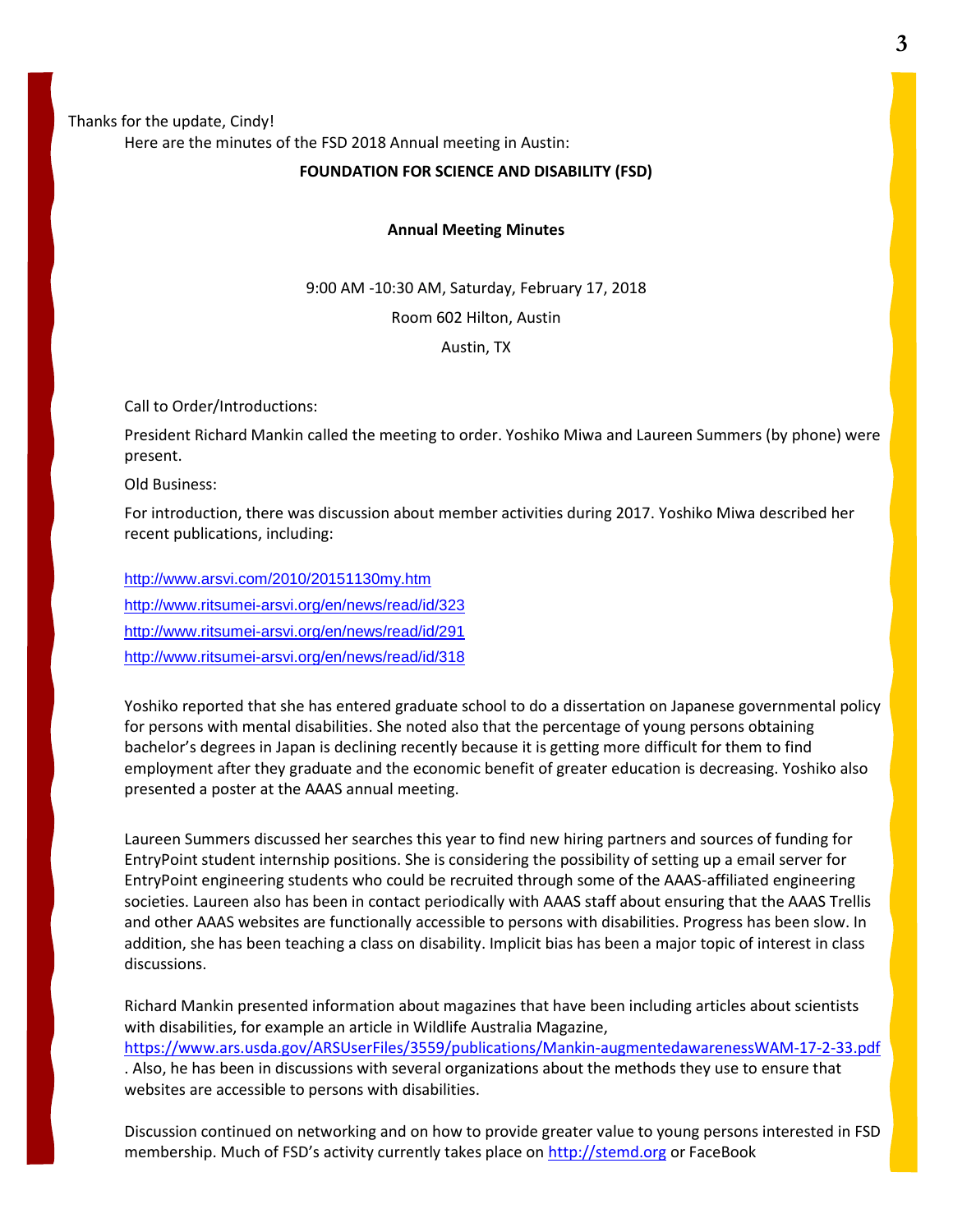Thanks for the update, Cindy!

Here are the minutes of the FSD 2018 Annual meeting in Austin:

**FOUNDATION FOR SCIENCE AND DISABILITY (FSD)**

**Annual Meeting Minutes**

9:00 AM -10:30 AM, Saturday, February 17, 2018

Room 602 Hilton, Austin

Austin, TX

Call to Order/Introductions:

President Richard Mankin called the meeting to order. Yoshiko Miwa and Laureen Summers (by phone) were present.

Old Business:

For introduction, there was discussion about member activities during 2017. Yoshiko Miwa described her recent publications, including:

http://www.arsvi.com/2010/20151130my.htm

http://www.ritsumei-arsvi.org/en/news/read/id/323

http://www.ritsumei-arsvi.org/en/news/read/id/291

http://www.ritsumei-arsvi.org/en/news/read/id/318

Yoshiko reported that she has entered graduate school to do a dissertation on Japanese governmental policy for persons with mental disabilities. She noted also that the percentage of young persons obtaining bachelor's degrees in Japan is declining recently because it is getting more difficult for them to find employment after they graduate and the economic benefit of greater education is decreasing. Yoshiko also presented a poster at the AAAS annual meeting.

Laureen Summers discussed her searches this year to find new hiring partners and sources of funding for EntryPoint student internship positions. She is considering the possibility of setting up a email server for EntryPoint engineering students who could be recruited through some of the AAAS-affiliated engineering societies. Laureen also has been in contact periodically with AAAS staff about ensuring that the AAAS Trellis and other AAAS websites are functionally accessible to persons with disabilities. Progress has been slow. In addition, she has been teaching a class on disability. Implicit bias has been a major topic of interest in class discussions.

Richard Mankin presented information about magazines that have been including articles about scientists with disabilities, for example an article in Wildlife Australia Magazine, https://www.ars.usda.gov/ARSUserFiles/3559/publications/Mankin-augmentedawarenessWAM-17-2-33.pdf . Also, he has been in discussions with several organizations about the methods they use to ensure that websites are accessible to persons with disabilities.

Discussion continued on networking and on how to provide greater value to young persons interested in FSD membership. Much of FSD's activity currently takes place on http://stemd.org or FaceBook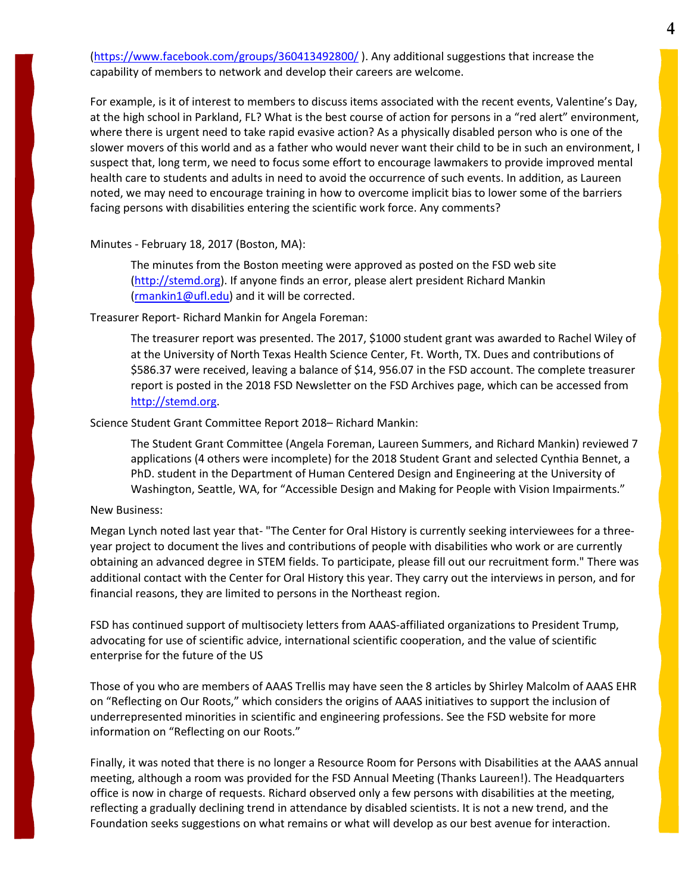(https://www.facebook.com/groups/360413492800/ ). Any additional suggestions that increase the capability of members to network and develop their careers are welcome.

For example, is it of interest to members to discuss items associated with the recent events, Valentine's Day, at the high school in Parkland, FL? What is the best course of action for persons in a "red alert" environment, where there is urgent need to take rapid evasive action? As a physically disabled person who is one of the slower movers of this world and as a father who would never want their child to be in such an environment, I suspect that, long term, we need to focus some effort to encourage lawmakers to provide improved mental health care to students and adults in need to avoid the occurrence of such events. In addition, as Laureen noted, we may need to encourage training in how to overcome implicit bias to lower some of the barriers facing persons with disabilities entering the scientific work force. Any comments?

Minutes - February 18, 2017 (Boston, MA):

> The minutes from the Boston meeting were approved as posted on the FSD web site (http://stemd.org). If anyone finds an error, please alert president Richard Mankin (rmankin1@ufl.edu) and it will be corrected.

Treasurer Report- Richard Mankin for Angela Foreman:

> The treasurer report was presented. The 2017, $1000 student grant was awarded to Rachel Wiley of at the University of North Texas Health Science Center, Ft. Worth, TX. Dues and contributions of $586.37 were received, leaving a balance of $14, 956.07 in the FSD account. The complete treasurer report is posted in the 2018 FSD Newsletter on the FSD Archives page, which can be accessed from http://stemd.org.

Science Student Grant Committee Report 2018– Richard Mankin:

> The Student Grant Committee (Angela Foreman, Laureen Summers, and Richard Mankin) reviewed 7 applications (4 others were incomplete) for the 2018 Student Grant and selected Cynthia Bennet, a PhD. student in the Department of Human Centered Design and Engineering at the University of Washington, Seattle, WA, for "Accessible Design and Making for People with Vision Impairments."

New Business:

Megan Lynch noted last year that- "The Center for Oral History is currently seeking interviewees for a three-year project to document the lives and contributions of people with disabilities who work or are currently obtaining an advanced degree in STEM fields. To participate, please fill out our recruitment form." There was additional contact with the Center for Oral History this year. They carry out the interviews in person, and for financial reasons, they are limited to persons in the Northeast region.

FSD has continued support of multisociety letters from AAAS-affiliated organizations to President Trump, advocating for use of scientific advice, international scientific cooperation, and the value of scientific enterprise for the future of the US

Those of you who are members of AAAS Trellis may have seen the 8 articles by Shirley Malcolm of AAAS EHR on "Reflecting on Our Roots," which considers the origins of AAAS initiatives to support the inclusion of underrepresented minorities in scientific and engineering professions. See the FSD website for more information on "Reflecting on our Roots."

Finally, it was noted that there is no longer a Resource Room for Persons with Disabilities at the AAAS annual meeting, although a room was provided for the FSD Annual Meeting (Thanks Laureen!). The Headquarters office is now in charge of requests. Richard observed only a few persons with disabilities at the meeting, reflecting a gradually declining trend in attendance by disabled scientists. It is not a new trend, and the Foundation seeks suggestions on what remains or what will develop as our best avenue for interaction.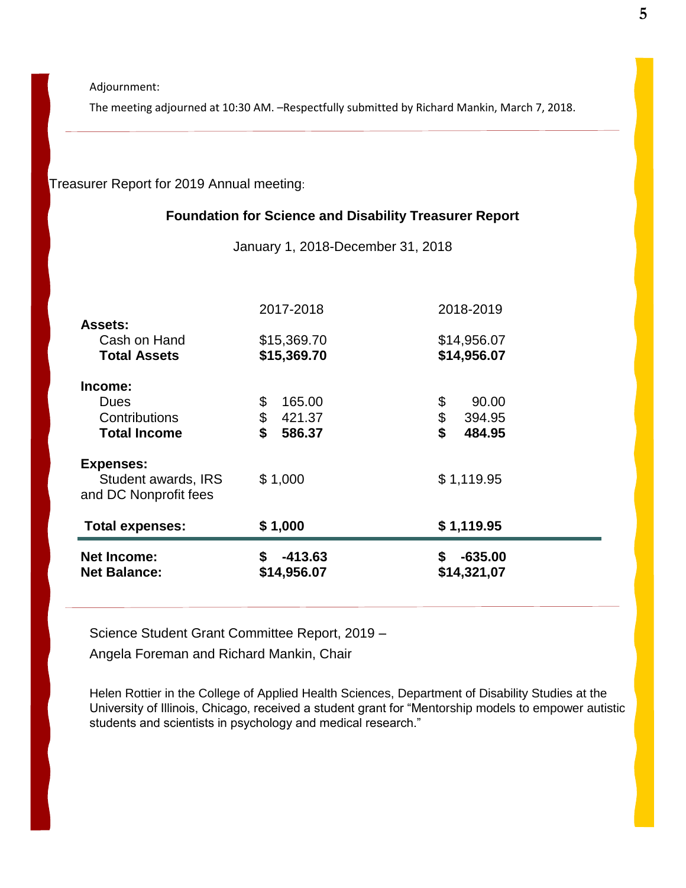Adjournment:

The meeting adjourned at 10:30 AM. –Respectfully submitted by Richard Mankin, March 7, 2018.

---

Treasurer Report for 2019 Annual meeting:

**Foundation for Science and Disability Treasurer Report**

January 1, 2018-December 31, 2018

| | 2017-2018 | 2018-2019 |
|---|---|---|
| **Assets:** | | |
| Cash on Hand | $15,369.70 | $14,956.07 |
| **Total Assets** | **$15,369.70** | **$14,956.07** |
| **Income:** | | |
| Dues | $ 165.00 | $ 90.00 |
| Contributions | $ 421.37 | $ 394.95 |
| **Total Income** | **$ 586.37** | **$ 484.95** |
| **Expenses:** | | |
| Student awards, IRS and DC Nonprofit fees | $ 1,000 | $ 1,119.95 |
| **Total expenses:** | **$ 1,000** | **$ 1,119.95** |
| **Net Income:** | **$ -413.63** | **$ -635.00** |
| **Net Balance:** | **$14,956.07** | **$14,321,07** |

---

Science Student Grant Committee Report, 2019 –

Angela Foreman and Richard Mankin, Chair

Helen Rottier in the College of Applied Health Sciences, Department of Disability Studies at the University of Illinois, Chicago, received a student grant for "Mentorship models to empower autistic students and scientists in psychology and medical research."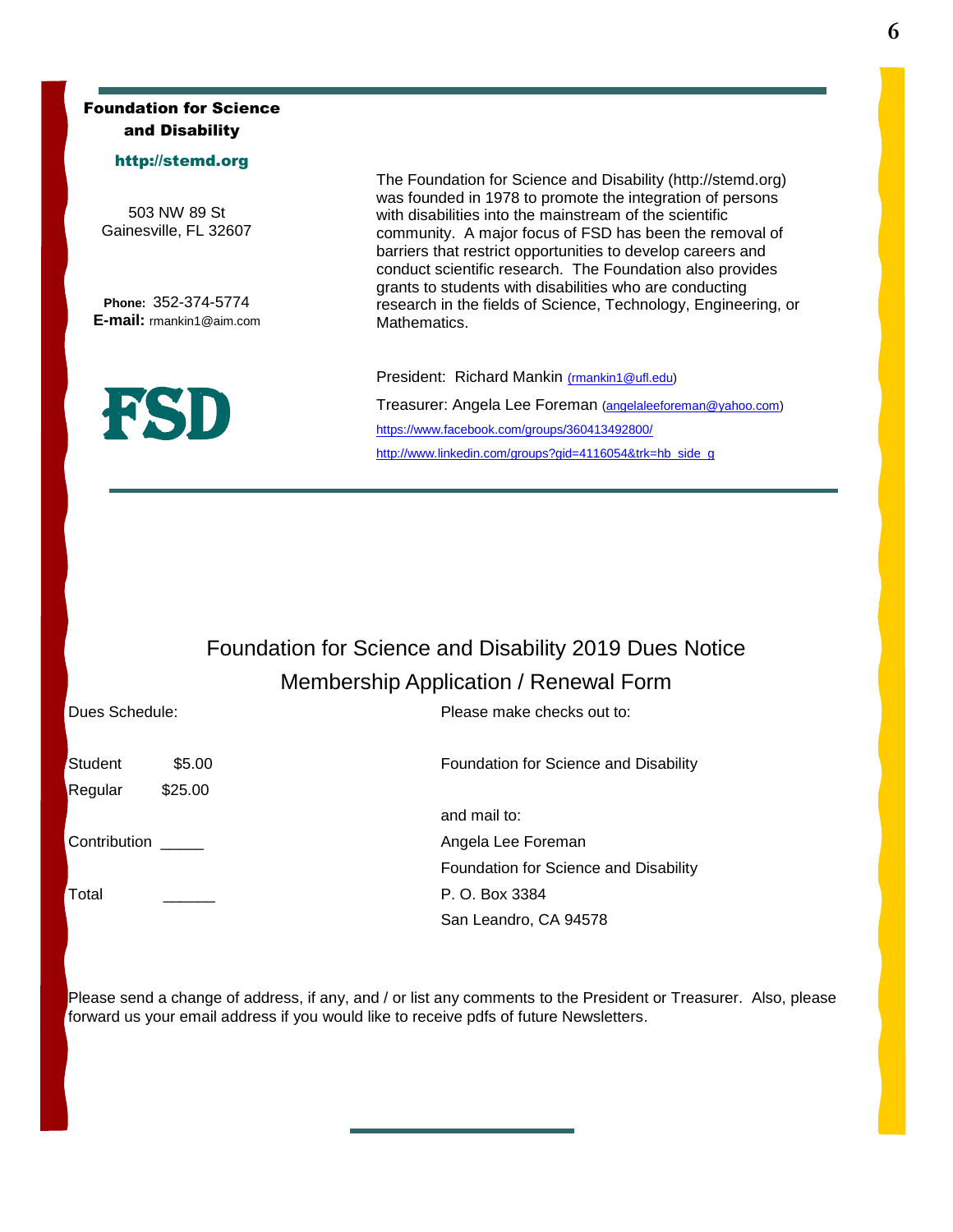**Foundation for Science and Disability**

**http://stemd.org**

503 NW 89 St
Gainesville, FL 32607

**Phone:** 352-374-5774
**E-mail:** rmankin1@aim.com

FSD

The Foundation for Science and Disability (http://stemd.org) was founded in 1978 to promote the integration of persons with disabilities into the mainstream of the scientific community. A major focus of FSD has been the removal of barriers that restrict opportunities to develop careers and conduct scientific research. The Foundation also provides grants to students with disabilities who are conducting research in the fields of Science, Technology, Engineering, or Mathematics.

President: Richard Mankin (rmankin1@ufl.edu)

Treasurer: Angela Lee Foreman (angelaleeforeman@yahoo.com)

https://www.facebook.com/groups/360413492800/

http://www.linkedin.com/groups?gid=4116054&trk=hb_side_g

## Foundation for Science and Disability 2019 Dues Notice

## Membership Application / Renewal Form

Dues Schedule:

Student $5.00

Regular $25.00

Contribution _____

Total ______

Please make checks out to:

Foundation for Science and Disability

and mail to:

Angela Lee Foreman
Foundation for Science and Disability
P. O. Box 3384
San Leandro, CA 94578

Please send a change of address, if any, and / or list any comments to the President or Treasurer. Also, please forward us your email address if you would like to receive pdfs of future Newsletters.